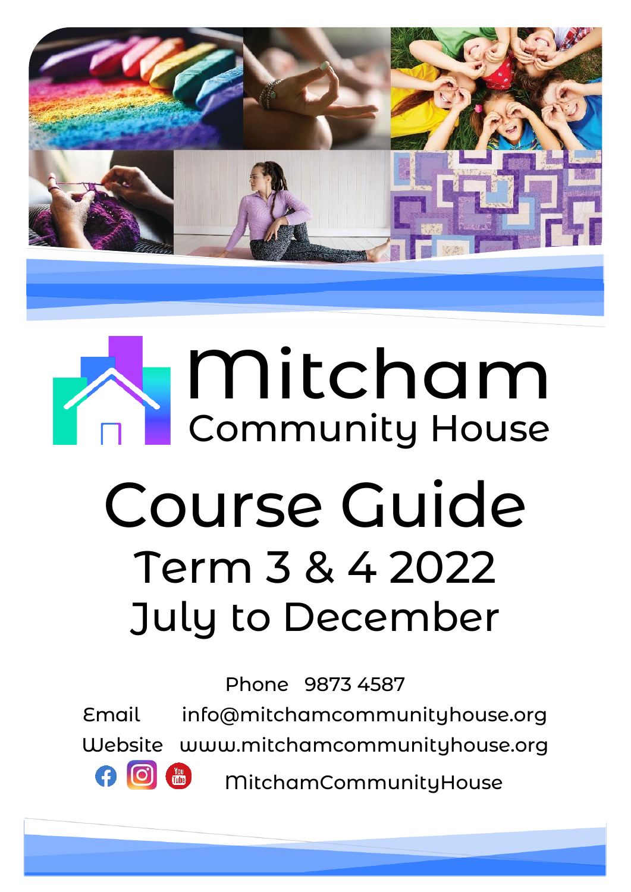# Mitcham
## Community House

# Course Guide

## Term 3 & 4 2022
## July to December

Phone 9873 4587

Email info@mitchamcommunityhouse.org

Website www.mitchamcommunityhouse.org

MitchamCommunityHouse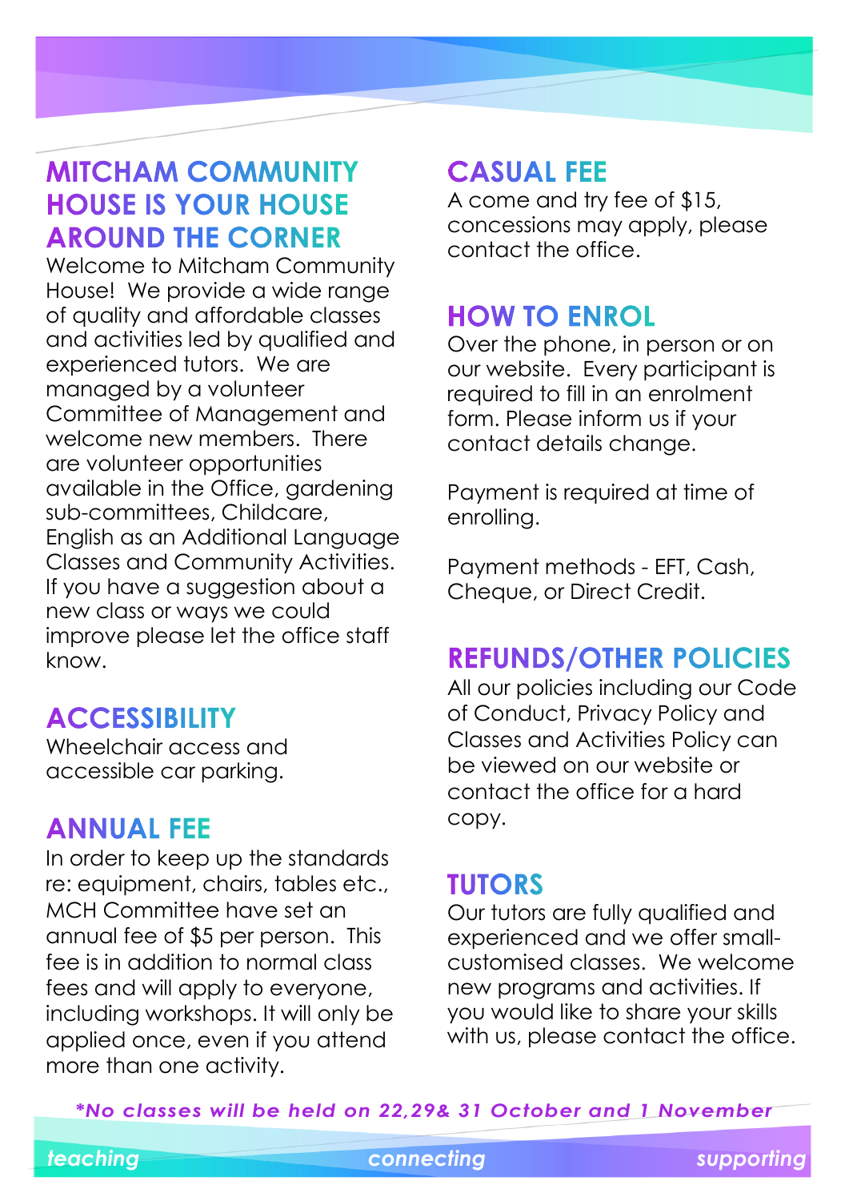## MITCHAM COMMUNITY HOUSE IS YOUR HOUSE AROUND THE CORNER

Welcome to Mitcham Community House! We provide a wide range of quality and affordable classes and activities led by qualified and experienced tutors. We are managed by a volunteer Committee of Management and welcome new members. There are volunteer opportunities available in the Office, gardening sub-committees, Childcare, English as an Additional Language Classes and Community Activities. If you have a suggestion about a new class or ways we could improve please let the office staff know.

## ACCESSIBILITY

Wheelchair access and accessible car parking.

## ANNUAL FEE

In order to keep up the standards re: equipment, chairs, tables etc., MCH Committee have set an annual fee of $5 per person. This fee is in addition to normal class fees and will apply to everyone, including workshops. It will only be applied once, even if you attend more than one activity.

## CASUAL FEE

A come and try fee of $15, concessions may apply, please contact the office.

## HOW TO ENROL

Over the phone, in person or on our website. Every participant is required to fill in an enrolment form. Please inform us if your contact details change.

Payment is required at time of enrolling.

Payment methods - EFT, Cash, Cheque, or Direct Credit.

## REFUNDS/OTHER POLICIES

All our policies including our Code of Conduct, Privacy Policy and Classes and Activities Policy can be viewed on our website or contact the office for a hard copy.

## TUTORS

Our tutors are fully qualified and experienced and we offer small-customised classes. We welcome new programs and activities. If you would like to share your skills with us, please contact the office.

***No classes will be held on 22,29& 31 October and 1 November**

*teaching* *connecting* *supporting*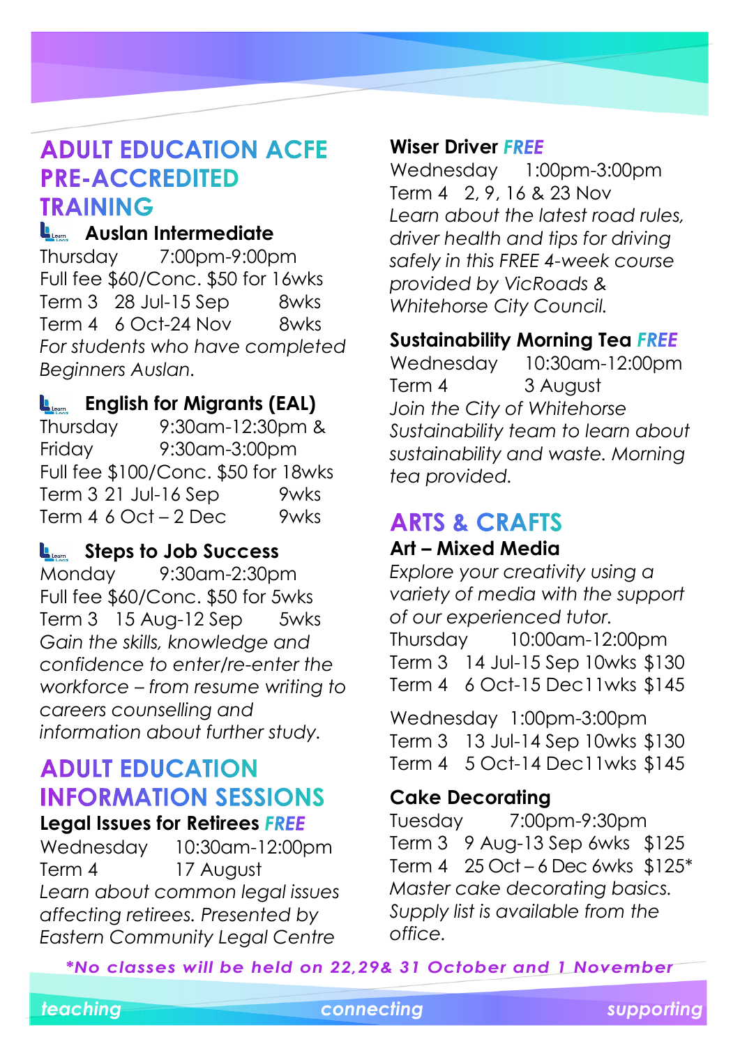## ADULT EDUCATION ACFE PRE-ACCREDITED TRAINING

### Auslan Intermediate

Thursday 7:00pm-9:00pm
Full fee $60/Conc. $50 for 16wks
Term 3 28 Jul-15 Sep 8wks
Term 4 6 Oct-24 Nov 8wks
*For students who have completed Beginners Auslan.*

### English for Migrants (EAL)

Thursday 9:30am-12:30pm &
Friday 9:30am-3:00pm
Full fee $100/Conc. $50 for 18wks
Term 3 21 Jul-16 Sep 9wks
Term 4 6 Oct – 2 Dec 9wks

### Steps to Job Success

Monday 9:30am-2:30pm
Full fee $60/Conc. $50 for 5wks
Term 3 15 Aug-12 Sep 5wks
*Gain the skills, knowledge and confidence to enter/re-enter the workforce – from resume writing to careers counselling and information about further study.*

## ADULT EDUCATION INFORMATION SESSIONS

### Legal Issues for Retirees *FREE*

Wednesday 10:30am-12:00pm
Term 4 17 August
*Learn about common legal issues affecting retirees. Presented by Eastern Community Legal Centre*

### Wiser Driver *FREE*

Wednesday 1:00pm-3:00pm
Term 4 2, 9, 16 & 23 Nov
*Learn about the latest road rules, driver health and tips for driving safely in this FREE 4-week course provided by VicRoads & Whitehorse City Council.*

### Sustainability Morning Tea *FREE*

Wednesday 10:30am-12:00pm
Term 4 3 August
*Join the City of Whitehorse Sustainability team to learn about sustainability and waste. Morning tea provided.*

## ARTS & CRAFTS

### Art – Mixed Media

*Explore your creativity using a variety of media with the support of our experienced tutor.*

Thursday 10:00am-12:00pm
Term 3 14 Jul-15 Sep 10wks $130
Term 4 6 Oct-15 Dec 11wks $145

Wednesday 1:00pm-3:00pm
Term 3 13 Jul-14 Sep 10wks $130
Term 4 5 Oct-14 Dec 11wks $145

### Cake Decorating

Tuesday 7:00pm-9:30pm
Term 3 9 Aug-13 Sep 6wks $125
Term 4 25 Oct – 6 Dec 6wks $125*
*Master cake decorating basics. Supply list is available from the office.*

***No classes will be held on 22,29& 31 October and 1 November**

*teaching connecting supporting*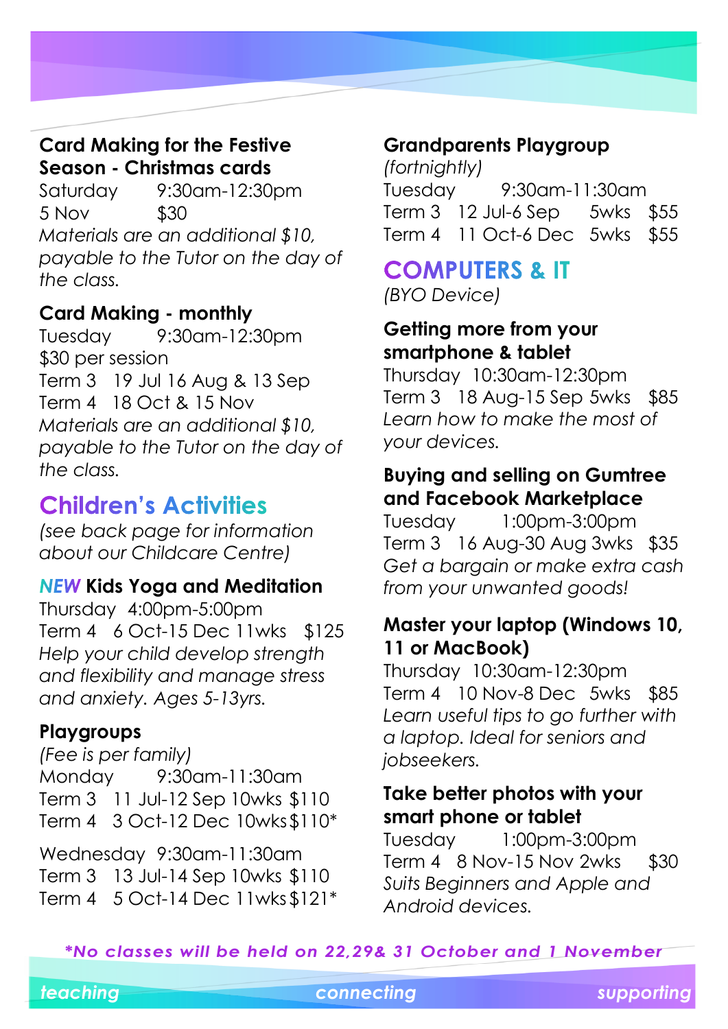### Card Making for the Festive Season - Christmas cards

Saturday 9:30am-12:30pm
5 Nov $30

*Materials are an additional $10, payable to the Tutor on the day of the class.*

### Card Making - monthly

Tuesday 9:30am-12:30pm
$30 per session
Term 3 19 Jul 16 Aug & 13 Sep
Term 4 18 Oct & 15 Nov

*Materials are an additional $10, payable to the Tutor on the day of the class.*

## Children's Activities

*(see back page for information about our Childcare Centre)*

### *NEW* Kids Yoga and Meditation

Thursday 4:00pm-5:00pm
Term 4 6 Oct-15 Dec 11wks $125

*Help your child develop strength and flexibility and manage stress and anxiety. Ages 5-13yrs.*

### Playgroups

*(Fee is per family)*

Monday 9:30am-11:30am
Term 3 11 Jul-12 Sep 10wks $110
Term 4 3 Oct-12 Dec 10wks $110*

Wednesday 9:30am-11:30am
Term 3 13 Jul-14 Sep 10wks $110
Term 4 5 Oct-14 Dec 11wks $121*

### Grandparents Playgroup

*(fortnightly)*

Tuesday 9:30am-11:30am
Term 3 12 Jul-6 Sep 5wks $55
Term 4 11 Oct-6 Dec 5wks $55

## COMPUTERS & IT

*(BYO Device)*

### Getting more from your smartphone & tablet

Thursday 10:30am-12:30pm
Term 3 18 Aug-15 Sep 5wks $85

*Learn how to make the most of your devices.*

### Buying and selling on Gumtree and Facebook Marketplace

Tuesday 1:00pm-3:00pm
Term 3 16 Aug-30 Aug 3wks $35

*Get a bargain or make extra cash from your unwanted goods!*

### Master your laptop (Windows 10, 11 or MacBook)

Thursday 10:30am-12:30pm
Term 4 10 Nov-8 Dec 5wks $85

*Learn useful tips to go further with a laptop. Ideal for seniors and jobseekers.*

### Take better photos with your smart phone or tablet

Tuesday 1:00pm-3:00pm
Term 4 8 Nov-15 Nov 2wks $30

*Suits Beginners and Apple and Android devices.*

***No classes will be held on 22,29& 31 October and 1 November***

*teaching* *connecting* *supporting*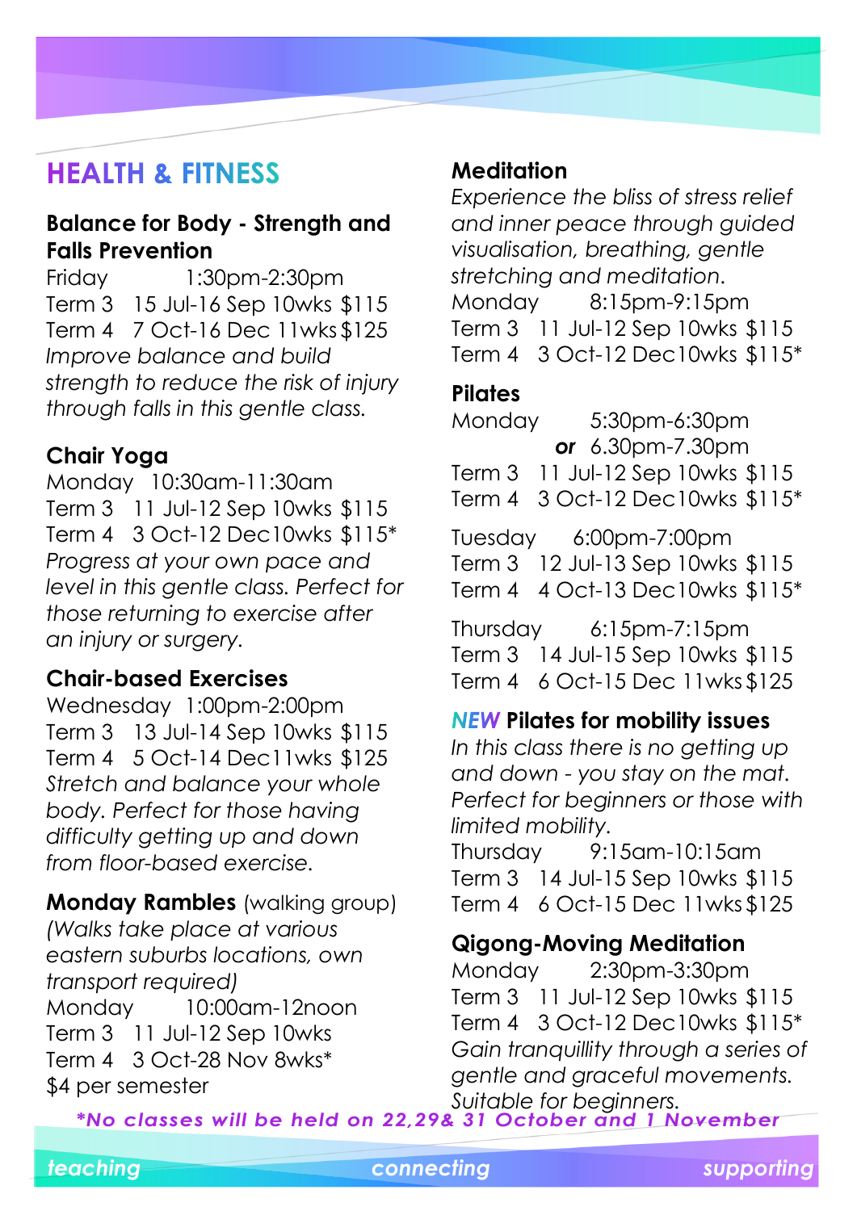# HEALTH & FITNESS

### Balance for Body - Strength and Falls Prevention

Friday 1:30pm-2:30pm
Term 3 15 Jul-16 Sep 10wks $115
Term 4 7 Oct-16 Dec 11wks $125
*Improve balance and build strength to reduce the risk of injury through falls in this gentle class.*

### Chair Yoga

Monday 10:30am-11:30am
Term 3 11 Jul-12 Sep 10wks $115
Term 4 3 Oct-12 Dec 10wks $115*
*Progress at your own pace and level in this gentle class. Perfect for those returning to exercise after an injury or surgery.*

### Chair-based Exercises

Wednesday 1:00pm-2:00pm
Term 3 13 Jul-14 Sep 10wks $115
Term 4 5 Oct-14 Dec 11wks $125
*Stretch and balance your whole body. Perfect for those having difficulty getting up and down from floor-based exercise.*

### Monday Rambles (walking group)

*(Walks take place at various eastern suburbs locations, own transport required)*
Monday 10:00am-12noon
Term 3 11 Jul-12 Sep 10wks
Term 4 3 Oct-28 Nov 8wks*
$4 per semester

### Meditation

*Experience the bliss of stress relief and inner peace through guided visualisation, breathing, gentle stretching and meditation.*
Monday 8:15pm-9:15pm
Term 3 11 Jul-12 Sep 10wks $115
Term 4 3 Oct-12 Dec 10wks $115*

### Pilates

Monday 5:30pm-6:30pm
***or*** 6.30pm-7.30pm
Term 3 11 Jul-12 Sep 10wks $115
Term 4 3 Oct-12 Dec 10wks $115*

Tuesday 6:00pm-7:00pm
Term 3 12 Jul-13 Sep 10wks $115
Term 4 4 Oct-13 Dec 10wks $115*

Thursday 6:15pm-7:15pm
Term 3 14 Jul-15 Sep 10wks $115
Term 4 6 Oct-15 Dec 11wks $125

### *NEW* Pilates for mobility issues

*In this class there is no getting up and down - you stay on the mat. Perfect for beginners or those with limited mobility.*
Thursday 9:15am-10:15am
Term 3 14 Jul-15 Sep 10wks $115
Term 4 6 Oct-15 Dec 11wks $125

### Qigong-Moving Meditation

Monday 2:30pm-3:30pm
Term 3 11 Jul-12 Sep 10wks $115
Term 4 3 Oct-12 Dec 10wks $115*
*Gain tranquillity through a series of gentle and graceful movements. Suitable for beginners.*

***No classes will be held on 22,29& 31 October and 1 November**

*teaching* *connecting* *supporting*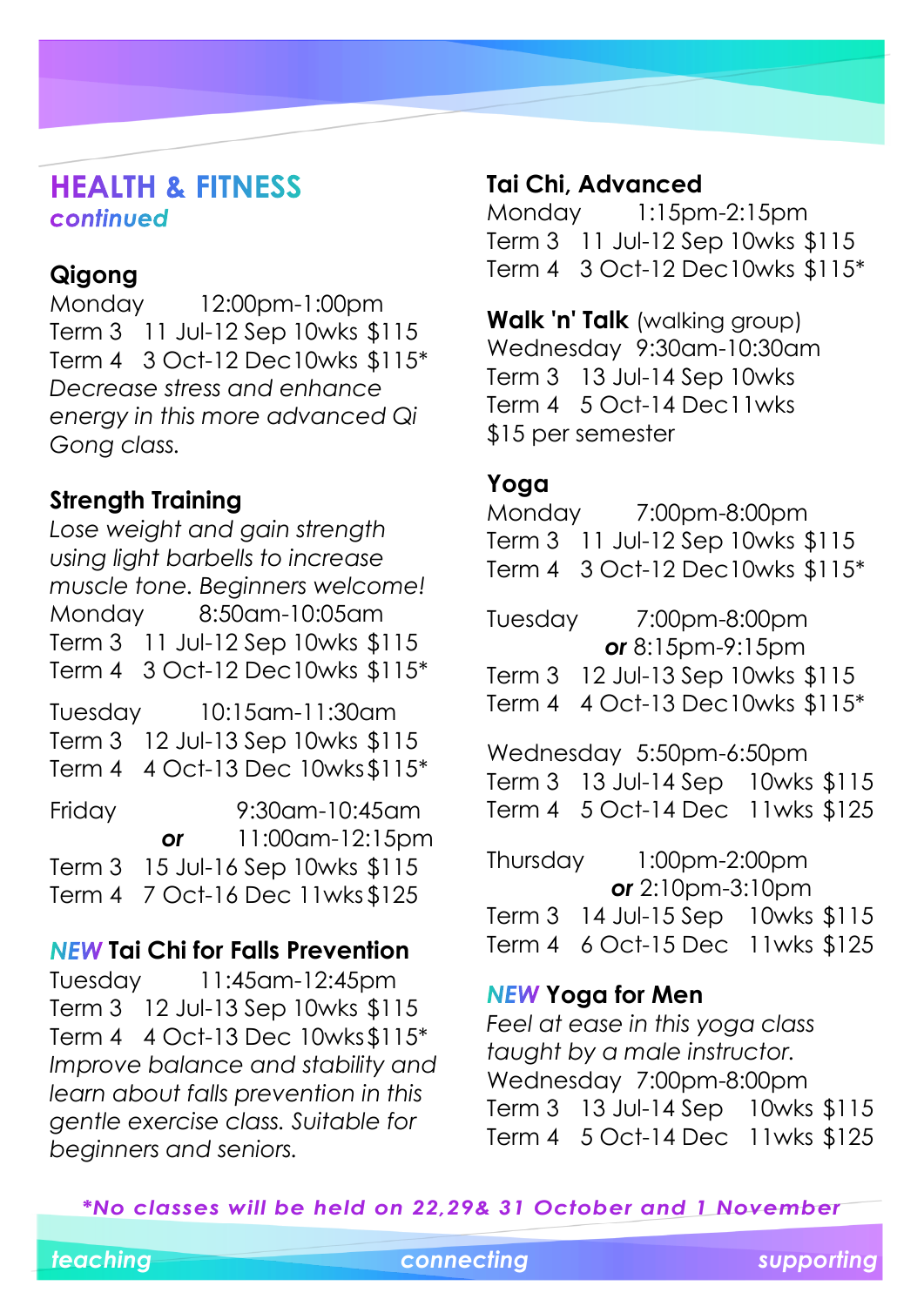## HEALTH & FITNESS
*continued*

### Qigong

Monday 12:00pm-1:00pm
Term 3 11 Jul-12 Sep 10wks $115
Term 4 3 Oct-12 Dec 10wks $115*

*Decrease stress and enhance energy in this more advanced Qi Gong class.*

### Strength Training

*Lose weight and gain strength using light barbells to increase muscle tone. Beginners welcome!*

Monday 8:50am-10:05am
Term 3 11 Jul-12 Sep 10wks $115
Term 4 3 Oct-12 Dec 10wks $115*

Tuesday 10:15am-11:30am
Term 3 12 Jul-13 Sep 10wks $115
Term 4 4 Oct-13 Dec 10wks $115*

Friday 9:30am-10:45am
***or*** 11:00am-12:15pm
Term 3 15 Jul-16 Sep 10wks $115
Term 4 7 Oct-16 Dec 11wks $125

### *NEW* Tai Chi for Falls Prevention

Tuesday 11:45am-12:45pm
Term 3 12 Jul-13 Sep 10wks $115
Term 4 4 Oct-13 Dec 10wks $115*

*Improve balance and stability and learn about falls prevention in this gentle exercise class. Suitable for beginners and seniors.*

### Tai Chi, Advanced

Monday 1:15pm-2:15pm
Term 3 11 Jul-12 Sep 10wks $115
Term 4 3 Oct-12 Dec 10wks $115*

### Walk 'n' Talk (walking group)

Wednesday 9:30am-10:30am
Term 3 13 Jul-14 Sep 10wks
Term 4 5 Oct-14 Dec 11wks
$15 per semester

### Yoga

Monday 7:00pm-8:00pm
Term 3 11 Jul-12 Sep 10wks $115
Term 4 3 Oct-12 Dec 10wks $115*

Tuesday 7:00pm-8:00pm
***or*** 8:15pm-9:15pm
Term 3 12 Jul-13 Sep 10wks $115
Term 4 4 Oct-13 Dec 10wks $115*

Wednesday 5:50pm-6:50pm
Term 3 13 Jul-14 Sep 10wks $115
Term 4 5 Oct-14 Dec 11wks $125

Thursday 1:00pm-2:00pm
***or*** 2:10pm-3:10pm
Term 3 14 Jul-15 Sep 10wks $115
Term 4 6 Oct-15 Dec 11wks $125

### *NEW* Yoga for Men

*Feel at ease in this yoga class taught by a male instructor.*

Wednesday 7:00pm-8:00pm
Term 3 13 Jul-14 Sep 10wks $115
Term 4 5 Oct-14 Dec 11wks $125

****No classes will be held on 22, 29 & 31 October and 1 November***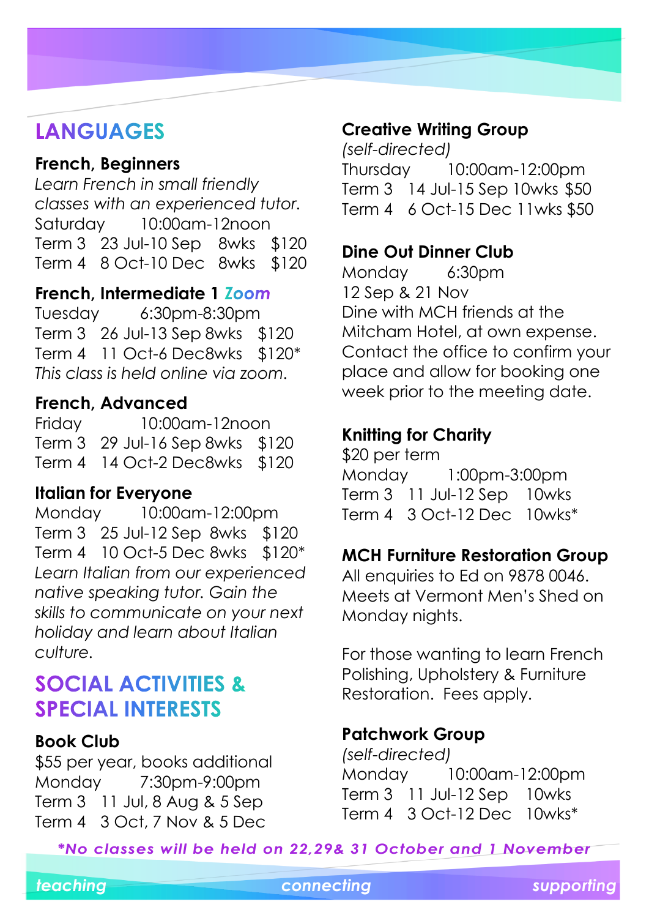## LANGUAGES

### French, Beginners

*Learn French in small friendly classes with an experienced tutor.*

Saturday 10:00am-12noon
Term 3 23 Jul-10 Sep 8wks $120
Term 4 8 Oct-10 Dec 8wks $120

### French, Intermediate 1 *Zoom*

Tuesday 6:30pm-8:30pm
Term 3 26 Jul-13 Sep 8wks $120
Term 4 11 Oct-6 Dec8wks $120*

*This class is held online via zoom.*

### French, Advanced

Friday 10:00am-12noon
Term 3 29 Jul-16 Sep 8wks $120
Term 4 14 Oct-2 Dec8wks $120

### Italian for Everyone

Monday 10:00am-12:00pm
Term 3 25 Jul-12 Sep 8wks $120
Term 4 10 Oct-5 Dec 8wks $120*

*Learn Italian from our experienced native speaking tutor. Gain the skills to communicate on your next holiday and learn about Italian culture.*

## SOCIAL ACTIVITIES & SPECIAL INTERESTS

### Book Club

$55 per year, books additional
Monday 7:30pm-9:00pm
Term 3 11 Jul, 8 Aug & 5 Sep
Term 4 3 Oct, 7 Nov & 5 Dec

### Creative Writing Group

*(self-directed)*
Thursday 10:00am-12:00pm
Term 3 14 Jul-15 Sep 10wks $50
Term 4 6 Oct-15 Dec 11wks $50

### Dine Out Dinner Club

Monday 6:30pm
12 Sep & 21 Nov
Dine with MCH friends at the Mitcham Hotel, at own expense. Contact the office to confirm your place and allow for booking one week prior to the meeting date.

### Knitting for Charity

$20 per term
Monday 1:00pm-3:00pm
Term 3 11 Jul-12 Sep 10wks
Term 4 3 Oct-12 Dec 10wks*

### MCH Furniture Restoration Group

All enquiries to Ed on 9878 0046. Meets at Vermont Men's Shed on Monday nights.

For those wanting to learn French Polishing, Upholstery & Furniture Restoration. Fees apply.

### Patchwork Group

*(self-directed)*
Monday 10:00am-12:00pm
Term 3 11 Jul-12 Sep 10wks
Term 4 3 Oct-12 Dec 10wks*

***No classes will be held on 22,29& 31 October and 1 November**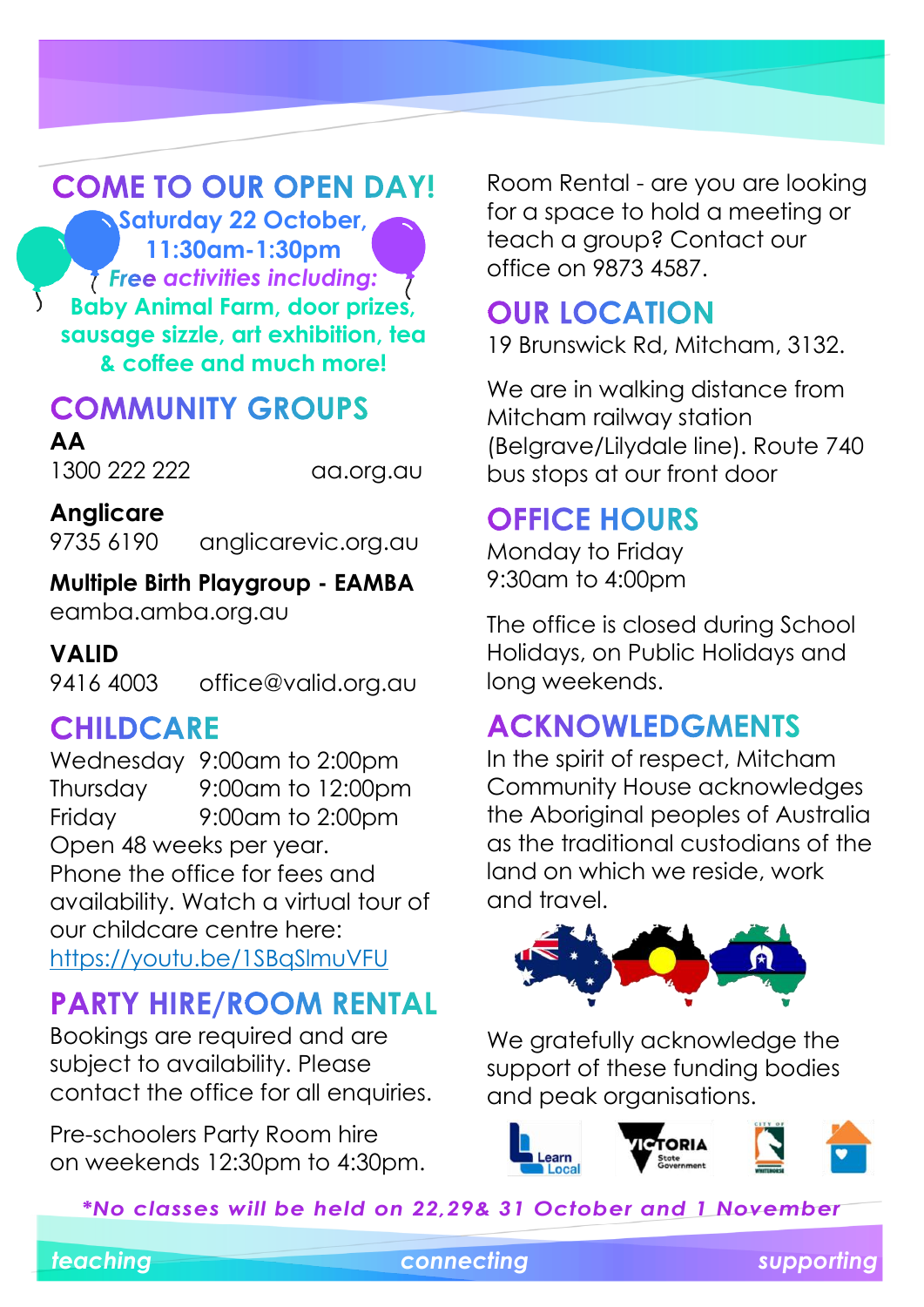## COME TO OUR OPEN DAY!

**Saturday 22 October, 11:30am-1:30pm**

*Free activities including:*

**Baby Animal Farm, door prizes, sausage sizzle, art exhibition, tea & coffee and much more!**

## COMMUNITY GROUPS

**AA**
1300 222 222 aa.org.au

**Anglicare**
9735 6190 anglicarevic.org.au

**Multiple Birth Playgroup - EAMBA**
eamba.amba.org.au

**VALID**
9416 4003 office@valid.org.au

## CHILDCARE

| | |
|---|---|
| Wednesday | 9:00am to 2:00pm |
| Thursday | 9:00am to 12:00pm |
| Friday | 9:00am to 2:00pm |

Open 48 weeks per year.
Phone the office for fees and availability. Watch a virtual tour of our childcare centre here:
https://youtu.be/1SBqSlmuVFU

## PARTY HIRE/ROOM RENTAL

Bookings are required and are subject to availability. Please contact the office for all enquiries.

Pre-schoolers Party Room hire on weekends 12:30pm to 4:30pm.

Room Rental - are you are looking for a space to hold a meeting or teach a group? Contact our office on 9873 4587.

## OUR LOCATION

19 Brunswick Rd, Mitcham, 3132.

We are in walking distance from Mitcham railway station (Belgrave/Lilydale line). Route 740 bus stops at our front door

## OFFICE HOURS

Monday to Friday
9:30am to 4:00pm

The office is closed during School Holidays, on Public Holidays and long weekends.

## ACKNOWLEDGMENTS

In the spirit of respect, Mitcham Community House acknowledges the Aboriginal peoples of Australia as the traditional custodians of the land on which we reside, work and travel.

We gratefully acknowledge the support of these funding bodies and peak organisations.

Learn Local

Victoria State Government

*\*No classes will be held on 22,29& 31 October and 1 November*

*teaching* *connecting* *supporting*